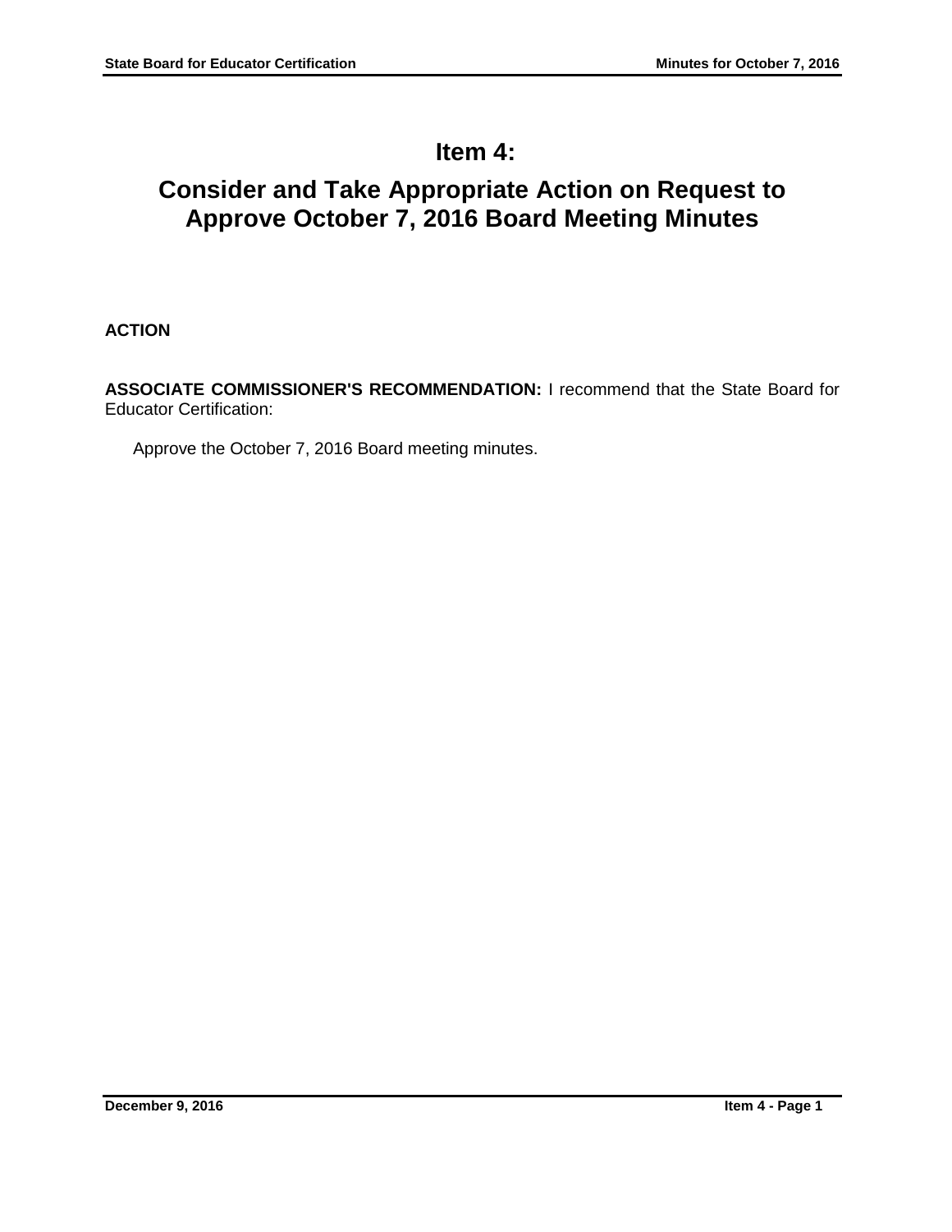# Item 4:

# Consider and Take Appropriate Action on Request to Approve October 7, 2016 Board Meeting Minutes

**ACTION**

**ASSOCIATE COMMISSIONER'S RECOMMENDATION:** I recommend that the State Board for Educator Certification:

Approve the October 7, 2016 Board meeting minutes.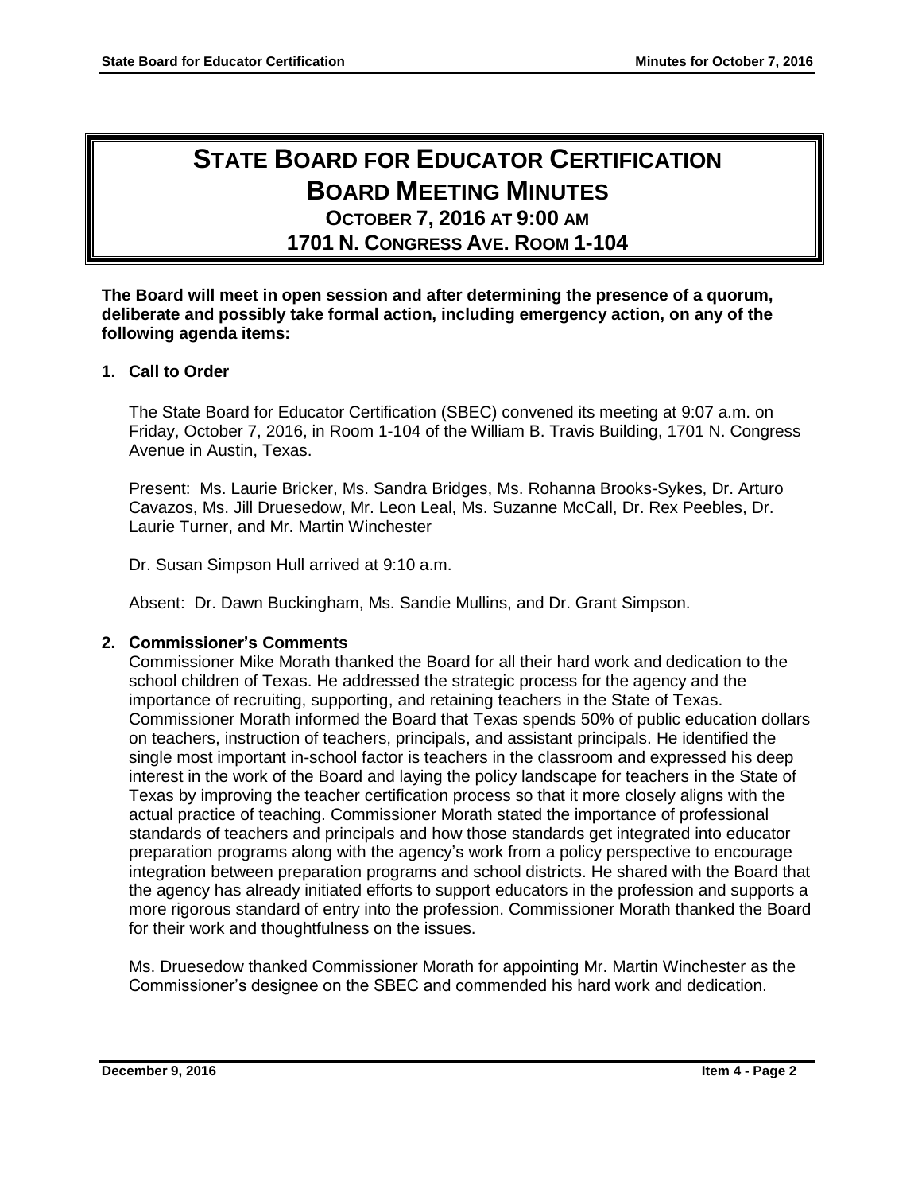# STATE BOARD FOR EDUCATOR CERTIFICATION
## BOARD MEETING MINUTES
### OCTOBER 7, 2016 AT 9:00 AM
### 1701 N. CONGRESS AVE. ROOM 1-104

**The Board will meet in open session and after determining the presence of a quorum, deliberate and possibly take formal action, including emergency action, on any of the following agenda items:**

**1. Call to Order**

The State Board for Educator Certification (SBEC) convened its meeting at 9:07 a.m. on Friday, October 7, 2016, in Room 1-104 of the William B. Travis Building, 1701 N. Congress Avenue in Austin, Texas.

Present: Ms. Laurie Bricker, Ms. Sandra Bridges, Ms. Rohanna Brooks-Sykes, Dr. Arturo Cavazos, Ms. Jill Druesedow, Mr. Leon Leal, Ms. Suzanne McCall, Dr. Rex Peebles, Dr. Laurie Turner, and Mr. Martin Winchester

Dr. Susan Simpson Hull arrived at 9:10 a.m.

Absent: Dr. Dawn Buckingham, Ms. Sandie Mullins, and Dr. Grant Simpson.

**2. Commissioner's Comments**

Commissioner Mike Morath thanked the Board for all their hard work and dedication to the school children of Texas. He addressed the strategic process for the agency and the importance of recruiting, supporting, and retaining teachers in the State of Texas. Commissioner Morath informed the Board that Texas spends 50% of public education dollars on teachers, instruction of teachers, principals, and assistant principals. He identified the single most important in-school factor is teachers in the classroom and expressed his deep interest in the work of the Board and laying the policy landscape for teachers in the State of Texas by improving the teacher certification process so that it more closely aligns with the actual practice of teaching. Commissioner Morath stated the importance of professional standards of teachers and principals and how those standards get integrated into educator preparation programs along with the agency's work from a policy perspective to encourage integration between preparation programs and school districts. He shared with the Board that the agency has already initiated efforts to support educators in the profession and supports a more rigorous standard of entry into the profession. Commissioner Morath thanked the Board for their work and thoughtfulness on the issues.

Ms. Druesedow thanked Commissioner Morath for appointing Mr. Martin Winchester as the Commissioner's designee on the SBEC and commended his hard work and dedication.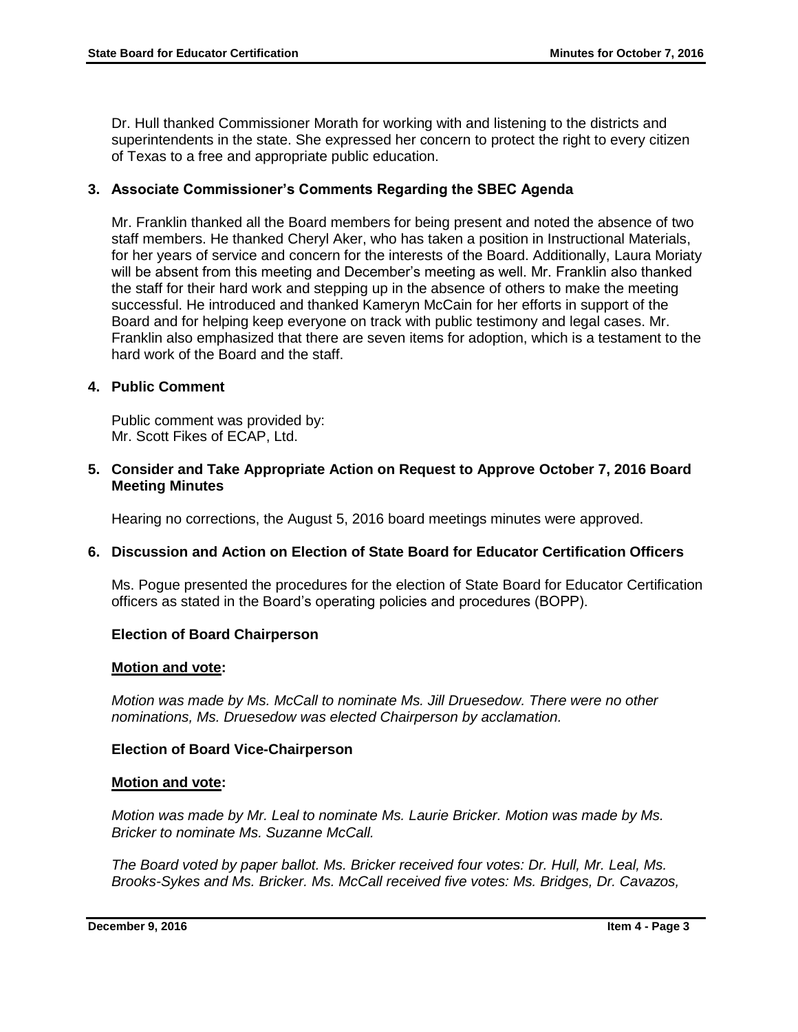Dr. Hull thanked Commissioner Morath for working with and listening to the districts and superintendents in the state. She expressed her concern to protect the right to every citizen of Texas to a free and appropriate public education.

**3. Associate Commissioner's Comments Regarding the SBEC Agenda**

Mr. Franklin thanked all the Board members for being present and noted the absence of two staff members. He thanked Cheryl Aker, who has taken a position in Instructional Materials, for her years of service and concern for the interests of the Board. Additionally, Laura Moriaty will be absent from this meeting and December's meeting as well. Mr. Franklin also thanked the staff for their hard work and stepping up in the absence of others to make the meeting successful. He introduced and thanked Kameryn McCain for her efforts in support of the Board and for helping keep everyone on track with public testimony and legal cases. Mr. Franklin also emphasized that there are seven items for adoption, which is a testament to the hard work of the Board and the staff.

**4. Public Comment**

Public comment was provided by:
Mr. Scott Fikes of ECAP, Ltd.

**5. Consider and Take Appropriate Action on Request to Approve October 7, 2016 Board Meeting Minutes**

Hearing no corrections, the August 5, 2016 board meetings minutes were approved.

**6. Discussion and Action on Election of State Board for Educator Certification Officers**

Ms. Pogue presented the procedures for the election of State Board for Educator Certification officers as stated in the Board's operating policies and procedures (BOPP).

**Election of Board Chairperson**

**<u>Motion and vote</u>:**

*Motion was made by Ms. McCall to nominate Ms. Jill Druesedow. There were no other nominations, Ms. Druesedow was elected Chairperson by acclamation.*

**Election of Board Vice-Chairperson**

**<u>Motion and vote</u>:**

*Motion was made by Mr. Leal to nominate Ms. Laurie Bricker. Motion was made by Ms. Bricker to nominate Ms. Suzanne McCall.*

*The Board voted by paper ballot. Ms. Bricker received four votes: Dr. Hull, Mr. Leal, Ms. Brooks-Sykes and Ms. Bricker. Ms. McCall received five votes: Ms. Bridges, Dr. Cavazos,*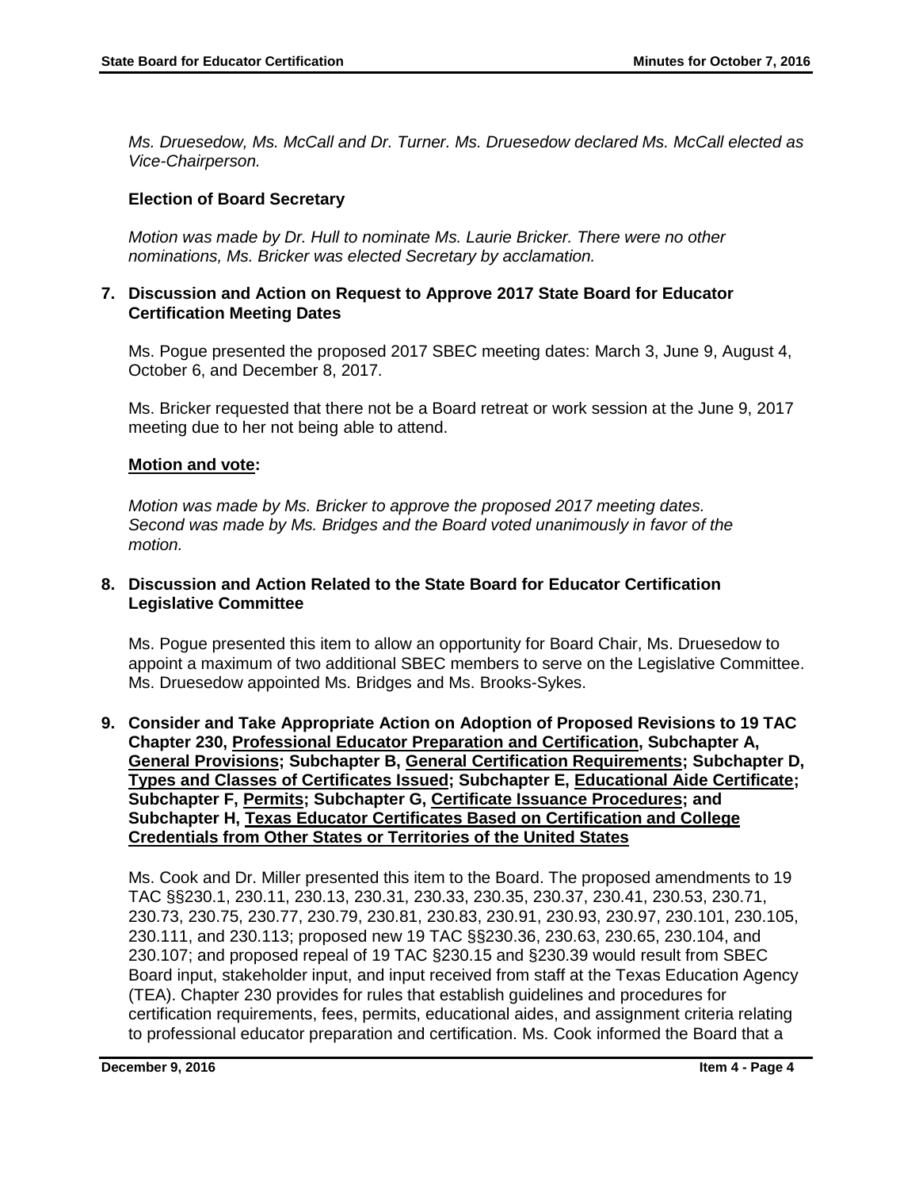*Ms. Druesedow, Ms. McCall and Dr. Turner. Ms. Druesedow declared Ms. McCall elected as Vice-Chairperson.*

### Election of Board Secretary

*Motion was made by Dr. Hull to nominate Ms. Laurie Bricker. There were no other nominations, Ms. Bricker was elected Secretary by acclamation.*

### 7. Discussion and Action on Request to Approve 2017 State Board for Educator Certification Meeting Dates

Ms. Pogue presented the proposed 2017 SBEC meeting dates: March 3, June 9, August 4, October 6, and December 8, 2017.

Ms. Bricker requested that there not be a Board retreat or work session at the June 9, 2017 meeting due to her not being able to attend.

**Motion and vote:**

*Motion was made by Ms. Bricker to approve the proposed 2017 meeting dates. Second was made by Ms. Bridges and the Board voted unanimously in favor of the motion.*

### 8. Discussion and Action Related to the State Board for Educator Certification Legislative Committee

Ms. Pogue presented this item to allow an opportunity for Board Chair, Ms. Druesedow to appoint a maximum of two additional SBEC members to serve on the Legislative Committee. Ms. Druesedow appointed Ms. Bridges and Ms. Brooks-Sykes.

### 9. Consider and Take Appropriate Action on Adoption of Proposed Revisions to 19 TAC Chapter 230, Professional Educator Preparation and Certification, Subchapter A, General Provisions; Subchapter B, General Certification Requirements; Subchapter D, Types and Classes of Certificates Issued; Subchapter E, Educational Aide Certificate; Subchapter F, Permits; Subchapter G, Certificate Issuance Procedures; and Subchapter H, Texas Educator Certificates Based on Certification and College Credentials from Other States or Territories of the United States

Ms. Cook and Dr. Miller presented this item to the Board. The proposed amendments to 19 TAC §§230.1, 230.11, 230.13, 230.31, 230.33, 230.35, 230.37, 230.41, 230.53, 230.71, 230.73, 230.75, 230.77, 230.79, 230.81, 230.83, 230.91, 230.93, 230.97, 230.101, 230.105, 230.111, and 230.113; proposed new 19 TAC §§230.36, 230.63, 230.65, 230.104, and 230.107; and proposed repeal of 19 TAC §230.15 and §230.39 would result from SBEC Board input, stakeholder input, and input received from staff at the Texas Education Agency (TEA). Chapter 230 provides for rules that establish guidelines and procedures for certification requirements, fees, permits, educational aides, and assignment criteria relating to professional educator preparation and certification. Ms. Cook informed the Board that a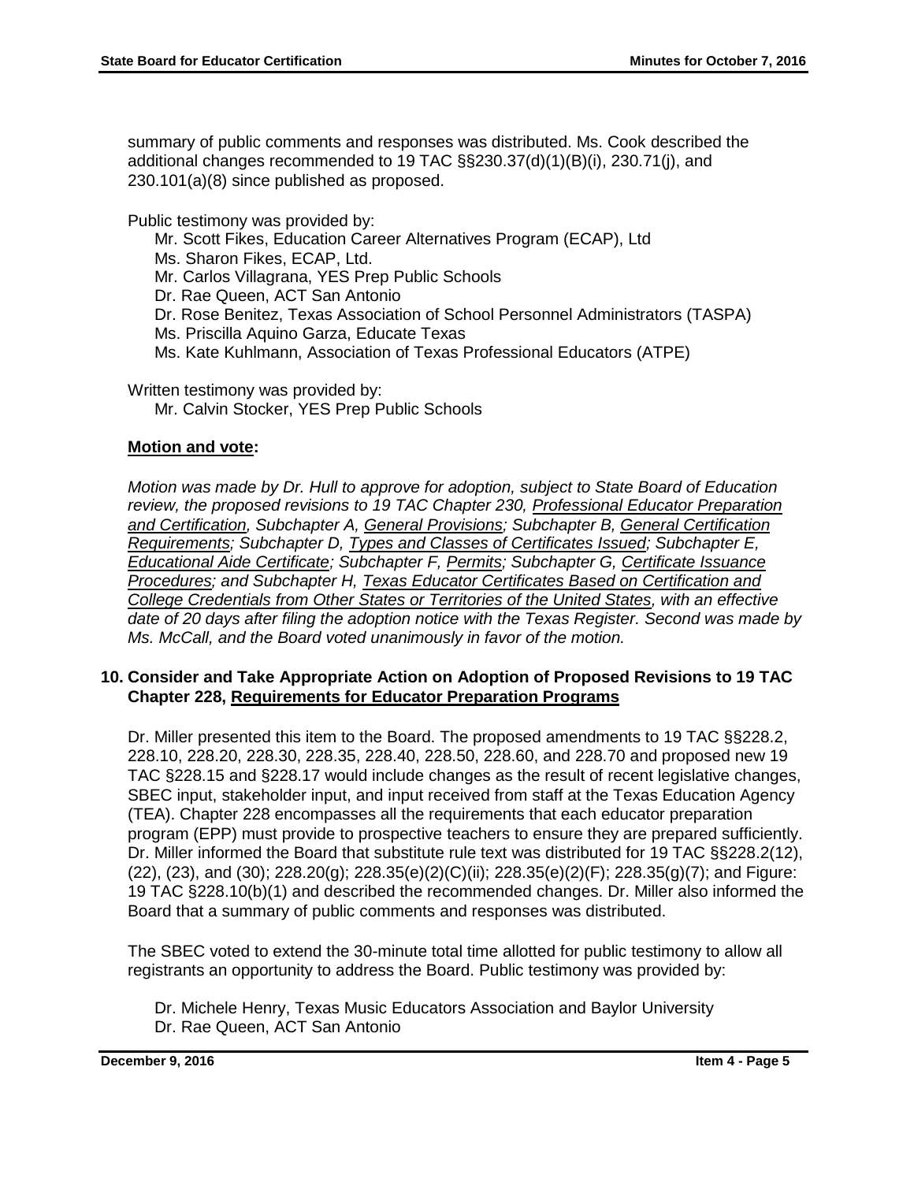summary of public comments and responses was distributed. Ms. Cook described the additional changes recommended to 19 TAC §§230.37(d)(1)(B)(i), 230.71(j), and 230.101(a)(8) since published as proposed.

Public testimony was provided by:

- Mr. Scott Fikes, Education Career Alternatives Program (ECAP), Ltd
- Ms. Sharon Fikes, ECAP, Ltd.
- Mr. Carlos Villagrana, YES Prep Public Schools
- Dr. Rae Queen, ACT San Antonio
- Dr. Rose Benitez, Texas Association of School Personnel Administrators (TASPA)
- Ms. Priscilla Aquino Garza, Educate Texas
- Ms. Kate Kuhlmann, Association of Texas Professional Educators (ATPE)

Written testimony was provided by:

- Mr. Calvin Stocker, YES Prep Public Schools

**Motion and vote:**

*Motion was made by Dr. Hull to approve for adoption, subject to State Board of Education review, the proposed revisions to 19 TAC Chapter 230, Professional Educator Preparation and Certification, Subchapter A, General Provisions; Subchapter B, General Certification Requirements; Subchapter D, Types and Classes of Certificates Issued; Subchapter E, Educational Aide Certificate; Subchapter F, Permits; Subchapter G, Certificate Issuance Procedures; and Subchapter H, Texas Educator Certificates Based on Certification and College Credentials from Other States or Territories of the United States, with an effective date of 20 days after filing the adoption notice with the Texas Register. Second was made by Ms. McCall, and the Board voted unanimously in favor of the motion.*

### 10. Consider and Take Appropriate Action on Adoption of Proposed Revisions to 19 TAC Chapter 228, Requirements for Educator Preparation Programs

Dr. Miller presented this item to the Board. The proposed amendments to 19 TAC §§228.2, 228.10, 228.20, 228.30, 228.35, 228.40, 228.50, 228.60, and 228.70 and proposed new 19 TAC §228.15 and §228.17 would include changes as the result of recent legislative changes, SBEC input, stakeholder input, and input received from staff at the Texas Education Agency (TEA). Chapter 228 encompasses all the requirements that each educator preparation program (EPP) must provide to prospective teachers to ensure they are prepared sufficiently. Dr. Miller informed the Board that substitute rule text was distributed for 19 TAC §§228.2(12), (22), (23), and (30); 228.20(g); 228.35(e)(2)(C)(ii); 228.35(e)(2)(F); 228.35(g)(7); and Figure: 19 TAC §228.10(b)(1) and described the recommended changes. Dr. Miller also informed the Board that a summary of public comments and responses was distributed.

The SBEC voted to extend the 30-minute total time allotted for public testimony to allow all registrants an opportunity to address the Board. Public testimony was provided by:

- Dr. Michele Henry, Texas Music Educators Association and Baylor University
- Dr. Rae Queen, ACT San Antonio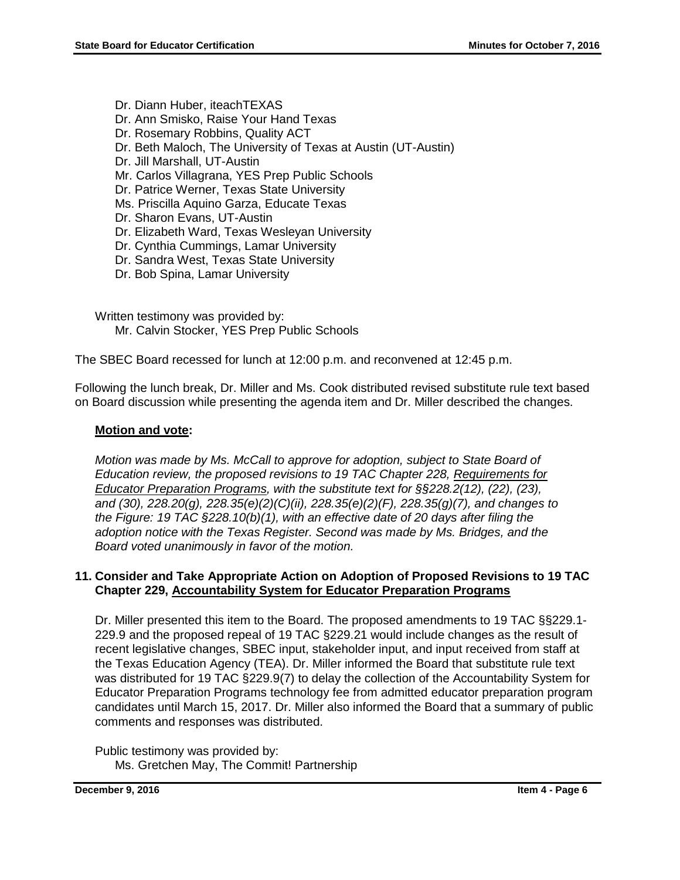Dr. Diann Huber, iteachTEXAS
Dr. Ann Smisko, Raise Your Hand Texas
Dr. Rosemary Robbins, Quality ACT
Dr. Beth Maloch, The University of Texas at Austin (UT-Austin)
Dr. Jill Marshall, UT-Austin
Mr. Carlos Villagrana, YES Prep Public Schools
Dr. Patrice Werner, Texas State University
Ms. Priscilla Aquino Garza, Educate Texas
Dr. Sharon Evans, UT-Austin
Dr. Elizabeth Ward, Texas Wesleyan University
Dr. Cynthia Cummings, Lamar University
Dr. Sandra West, Texas State University
Dr. Bob Spina, Lamar University

Written testimony was provided by:
Mr. Calvin Stocker, YES Prep Public Schools

The SBEC Board recessed for lunch at 12:00 p.m. and reconvened at 12:45 p.m.

Following the lunch break, Dr. Miller and Ms. Cook distributed revised substitute rule text based on Board discussion while presenting the agenda item and Dr. Miller described the changes.

**Motion and vote:**

*Motion was made by Ms. McCall to approve for adoption, subject to State Board of Education review, the proposed revisions to 19 TAC Chapter 228, Requirements for Educator Preparation Programs, with the substitute text for §§228.2(12), (22), (23), and (30), 228.20(g), 228.35(e)(2)(C)(ii), 228.35(e)(2)(F), 228.35(g)(7), and changes to the Figure: 19 TAC §228.10(b)(1), with an effective date of 20 days after filing the adoption notice with the Texas Register. Second was made by Ms. Bridges, and the Board voted unanimously in favor of the motion.*

**11. Consider and Take Appropriate Action on Adoption of Proposed Revisions to 19 TAC Chapter 229, Accountability System for Educator Preparation Programs**

Dr. Miller presented this item to the Board. The proposed amendments to 19 TAC §§229.1-229.9 and the proposed repeal of 19 TAC §229.21 would include changes as the result of recent legislative changes, SBEC input, stakeholder input, and input received from staff at the Texas Education Agency (TEA). Dr. Miller informed the Board that substitute rule text was distributed for 19 TAC §229.9(7) to delay the collection of the Accountability System for Educator Preparation Programs technology fee from admitted educator preparation program candidates until March 15, 2017. Dr. Miller also informed the Board that a summary of public comments and responses was distributed.

Public testimony was provided by:
Ms. Gretchen May, The Commit! Partnership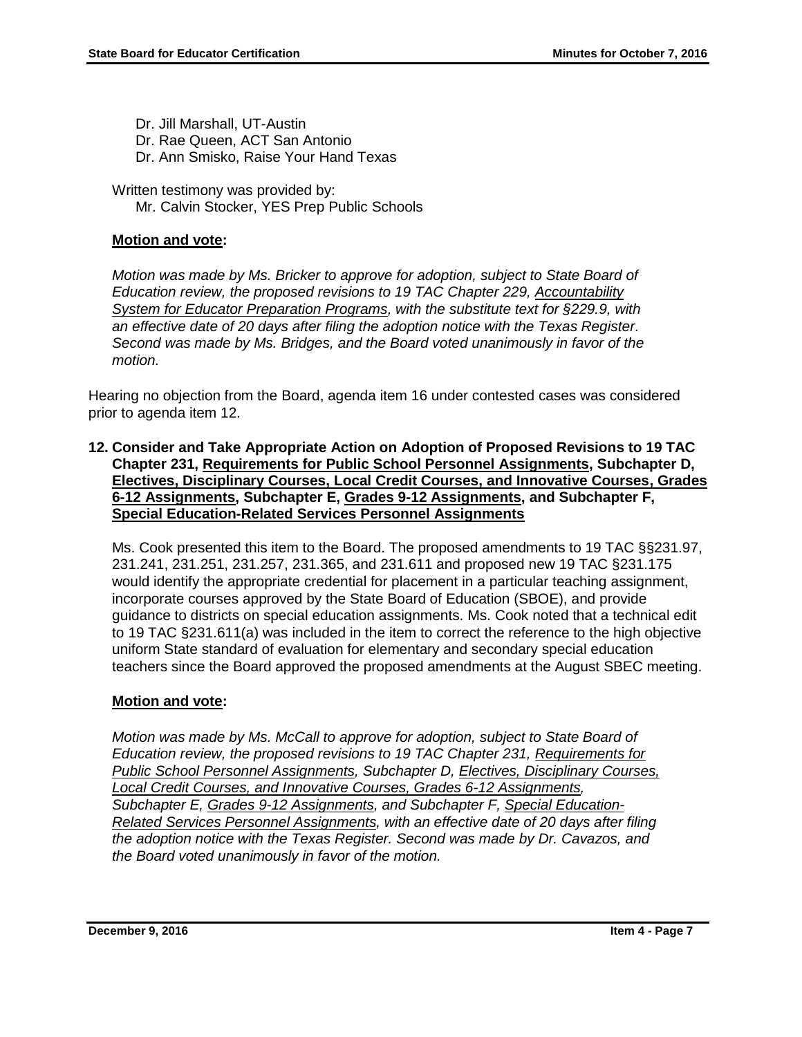Dr. Jill Marshall, UT-Austin
Dr. Rae Queen, ACT San Antonio
Dr. Ann Smisko, Raise Your Hand Texas

Written testimony was provided by:
Mr. Calvin Stocker, YES Prep Public Schools

**Motion and vote:**

*Motion was made by Ms. Bricker to approve for adoption, subject to State Board of Education review, the proposed revisions to 19 TAC Chapter 229, Accountability System for Educator Preparation Programs, with the substitute text for §229.9, with an effective date of 20 days after filing the adoption notice with the Texas Register. Second was made by Ms. Bridges, and the Board voted unanimously in favor of the motion.*

Hearing no objection from the Board, agenda item 16 under contested cases was considered prior to agenda item 12.

**12. Consider and Take Appropriate Action on Adoption of Proposed Revisions to 19 TAC Chapter 231, Requirements for Public School Personnel Assignments, Subchapter D, Electives, Disciplinary Courses, Local Credit Courses, and Innovative Courses, Grades 6-12 Assignments, Subchapter E, Grades 9-12 Assignments, and Subchapter F, Special Education-Related Services Personnel Assignments**

Ms. Cook presented this item to the Board. The proposed amendments to 19 TAC §§231.97, 231.241, 231.251, 231.257, 231.365, and 231.611 and proposed new 19 TAC §231.175 would identify the appropriate credential for placement in a particular teaching assignment, incorporate courses approved by the State Board of Education (SBOE), and provide guidance to districts on special education assignments. Ms. Cook noted that a technical edit to 19 TAC §231.611(a) was included in the item to correct the reference to the high objective uniform State standard of evaluation for elementary and secondary special education teachers since the Board approved the proposed amendments at the August SBEC meeting.

**Motion and vote:**

*Motion was made by Ms. McCall to approve for adoption, subject to State Board of Education review, the proposed revisions to 19 TAC Chapter 231, Requirements for Public School Personnel Assignments, Subchapter D, Electives, Disciplinary Courses, Local Credit Courses, and Innovative Courses, Grades 6-12 Assignments, Subchapter E, Grades 9-12 Assignments, and Subchapter F, Special Education-Related Services Personnel Assignments, with an effective date of 20 days after filing the adoption notice with the Texas Register. Second was made by Dr. Cavazos, and the Board voted unanimously in favor of the motion.*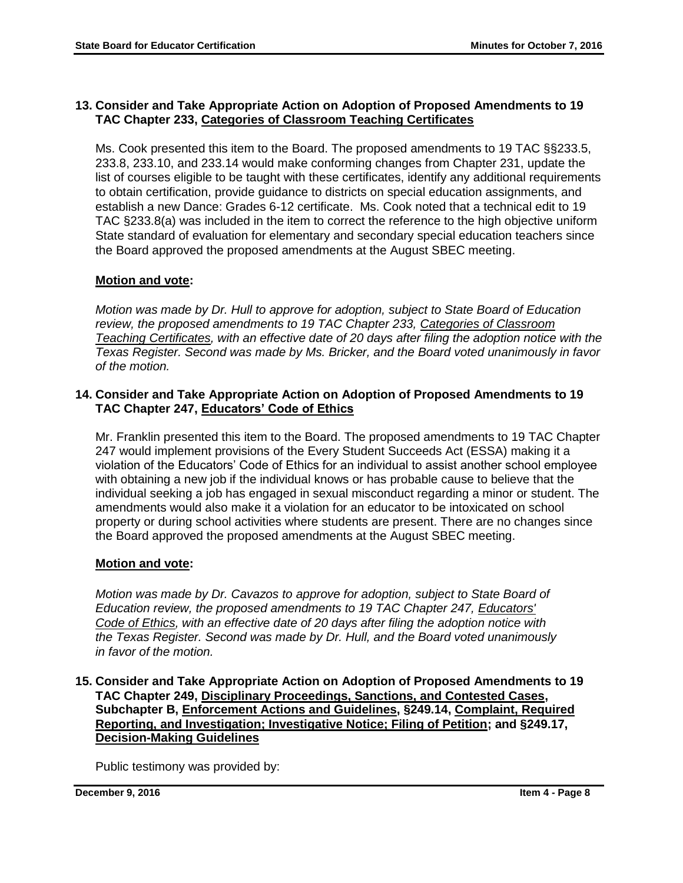### 13. Consider and Take Appropriate Action on Adoption of Proposed Amendments to 19 TAC Chapter 233, Categories of Classroom Teaching Certificates

Ms. Cook presented this item to the Board. The proposed amendments to 19 TAC §§233.5, 233.8, 233.10, and 233.14 would make conforming changes from Chapter 231, update the list of courses eligible to be taught with these certificates, identify any additional requirements to obtain certification, provide guidance to districts on special education assignments, and establish a new Dance: Grades 6-12 certificate. Ms. Cook noted that a technical edit to 19 TAC §233.8(a) was included in the item to correct the reference to the high objective uniform State standard of evaluation for elementary and secondary special education teachers since the Board approved the proposed amendments at the August SBEC meeting.

**Motion and vote:**

*Motion was made by Dr. Hull to approve for adoption, subject to State Board of Education review, the proposed amendments to 19 TAC Chapter 233, Categories of Classroom Teaching Certificates, with an effective date of 20 days after filing the adoption notice with the Texas Register. Second was made by Ms. Bricker, and the Board voted unanimously in favor of the motion.*

### 14. Consider and Take Appropriate Action on Adoption of Proposed Amendments to 19 TAC Chapter 247, Educators' Code of Ethics

Mr. Franklin presented this item to the Board. The proposed amendments to 19 TAC Chapter 247 would implement provisions of the Every Student Succeeds Act (ESSA) making it a violation of the Educators' Code of Ethics for an individual to assist another school employee with obtaining a new job if the individual knows or has probable cause to believe that the individual seeking a job has engaged in sexual misconduct regarding a minor or student. The amendments would also make it a violation for an educator to be intoxicated on school property or during school activities where students are present. There are no changes since the Board approved the proposed amendments at the August SBEC meeting.

**Motion and vote:**

*Motion was made by Dr. Cavazos to approve for adoption, subject to State Board of Education review, the proposed amendments to 19 TAC Chapter 247, Educators' Code of Ethics, with an effective date of 20 days after filing the adoption notice with the Texas Register. Second was made by Dr. Hull, and the Board voted unanimously in favor of the motion.*

### 15. Consider and Take Appropriate Action on Adoption of Proposed Amendments to 19 TAC Chapter 249, Disciplinary Proceedings, Sanctions, and Contested Cases, Subchapter B, Enforcement Actions and Guidelines, §249.14, Complaint, Required Reporting, and Investigation; Investigative Notice; Filing of Petition; and §249.17, Decision-Making Guidelines

Public testimony was provided by: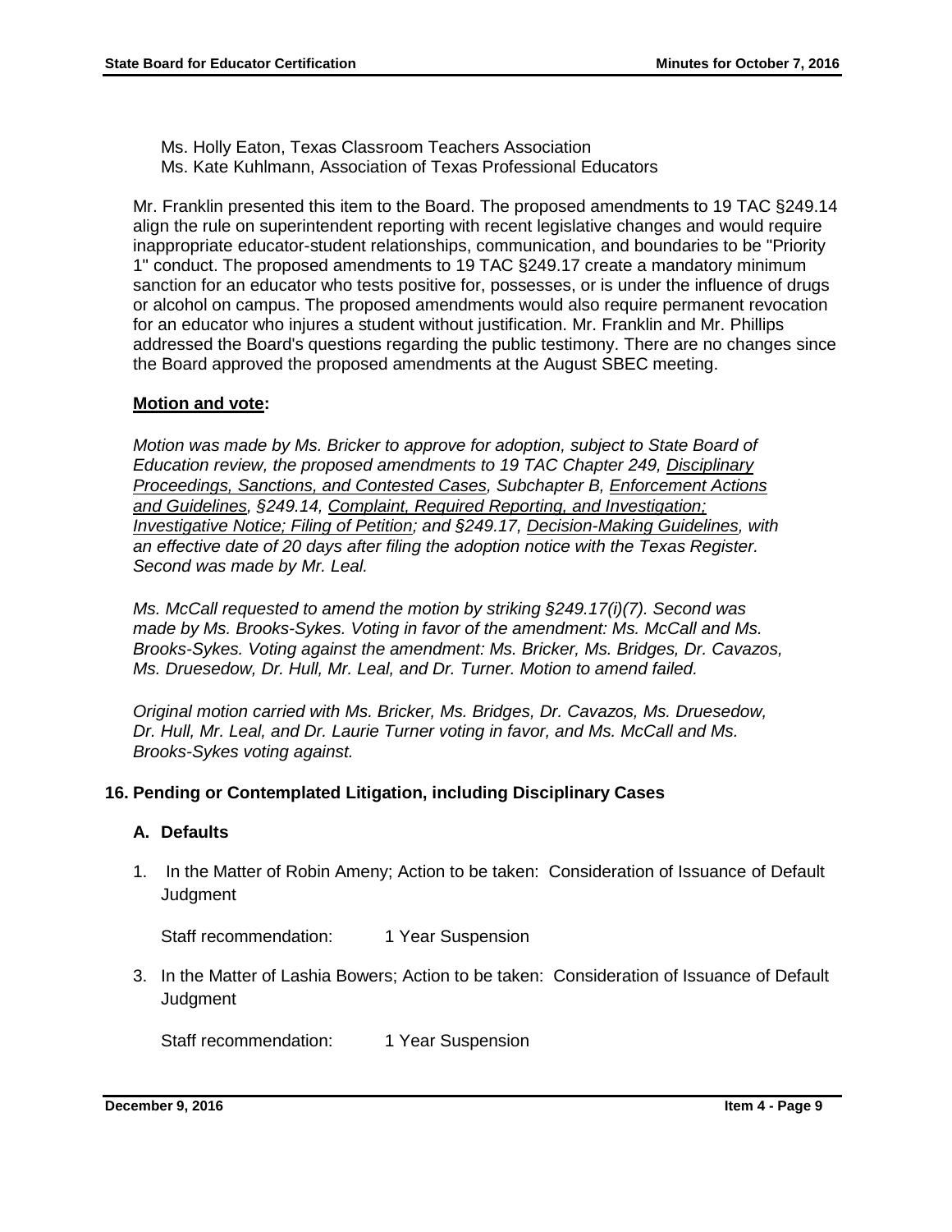Ms. Holly Eaton, Texas Classroom Teachers Association
Ms. Kate Kuhlmann, Association of Texas Professional Educators

Mr. Franklin presented this item to the Board. The proposed amendments to 19 TAC §249.14 align the rule on superintendent reporting with recent legislative changes and would require inappropriate educator-student relationships, communication, and boundaries to be "Priority 1" conduct. The proposed amendments to 19 TAC §249.17 create a mandatory minimum sanction for an educator who tests positive for, possesses, or is under the influence of drugs or alcohol on campus. The proposed amendments would also require permanent revocation for an educator who injures a student without justification. Mr. Franklin and Mr. Phillips addressed the Board's questions regarding the public testimony. There are no changes since the Board approved the proposed amendments at the August SBEC meeting.

**Motion and vote:**

*Motion was made by Ms. Bricker to approve for adoption, subject to State Board of Education review, the proposed amendments to 19 TAC Chapter 249, Disciplinary Proceedings, Sanctions, and Contested Cases, Subchapter B, Enforcement Actions and Guidelines, §249.14, Complaint, Required Reporting, and Investigation; Investigative Notice; Filing of Petition; and §249.17, Decision-Making Guidelines, with an effective date of 20 days after filing the adoption notice with the Texas Register. Second was made by Mr. Leal.*

*Ms. McCall requested to amend the motion by striking §249.17(i)(7). Second was made by Ms. Brooks-Sykes. Voting in favor of the amendment: Ms. McCall and Ms. Brooks-Sykes. Voting against the amendment: Ms. Bricker, Ms. Bridges, Dr. Cavazos, Ms. Druesedow, Dr. Hull, Mr. Leal, and Dr. Turner. Motion to amend failed.*

*Original motion carried with Ms. Bricker, Ms. Bridges, Dr. Cavazos, Ms. Druesedow, Dr. Hull, Mr. Leal, and Dr. Laurie Turner voting in favor, and Ms. McCall and Ms. Brooks-Sykes voting against.*

## 16. Pending or Contemplated Litigation, including Disciplinary Cases

### A. Defaults

1. In the Matter of Robin Ameny; Action to be taken: Consideration of Issuance of Default Judgment

   Staff recommendation: 1 Year Suspension

3. In the Matter of Lashia Bowers; Action to be taken: Consideration of Issuance of Default Judgment

   Staff recommendation: 1 Year Suspension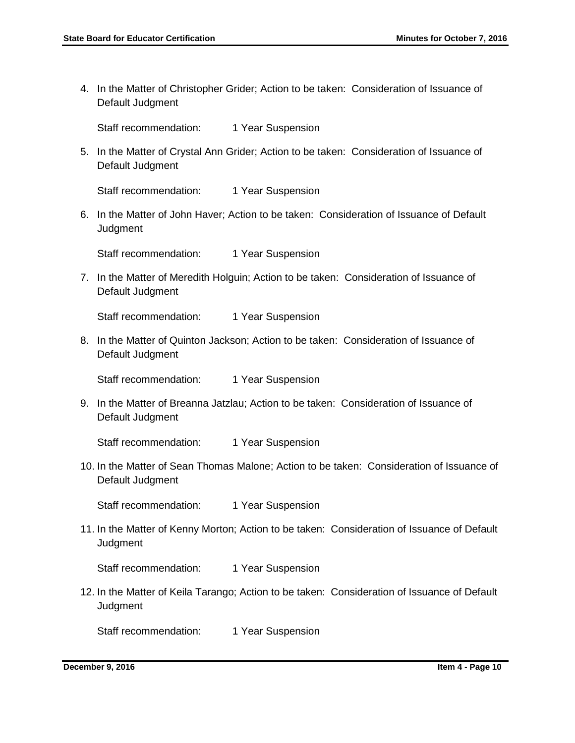4. In the Matter of Christopher Grider; Action to be taken: Consideration of Issuance of Default Judgment

   Staff recommendation: 1 Year Suspension

5. In the Matter of Crystal Ann Grider; Action to be taken: Consideration of Issuance of Default Judgment

   Staff recommendation: 1 Year Suspension

6. In the Matter of John Haver; Action to be taken: Consideration of Issuance of Default Judgment

   Staff recommendation: 1 Year Suspension

7. In the Matter of Meredith Holguin; Action to be taken: Consideration of Issuance of Default Judgment

   Staff recommendation: 1 Year Suspension

8. In the Matter of Quinton Jackson; Action to be taken: Consideration of Issuance of Default Judgment

   Staff recommendation: 1 Year Suspension

9. In the Matter of Breanna Jatzlau; Action to be taken: Consideration of Issuance of Default Judgment

   Staff recommendation: 1 Year Suspension

10. In the Matter of Sean Thomas Malone; Action to be taken: Consideration of Issuance of Default Judgment

    Staff recommendation: 1 Year Suspension

11. In the Matter of Kenny Morton; Action to be taken: Consideration of Issuance of Default Judgment

    Staff recommendation: 1 Year Suspension

12. In the Matter of Keila Tarango; Action to be taken: Consideration of Issuance of Default Judgment

    Staff recommendation: 1 Year Suspension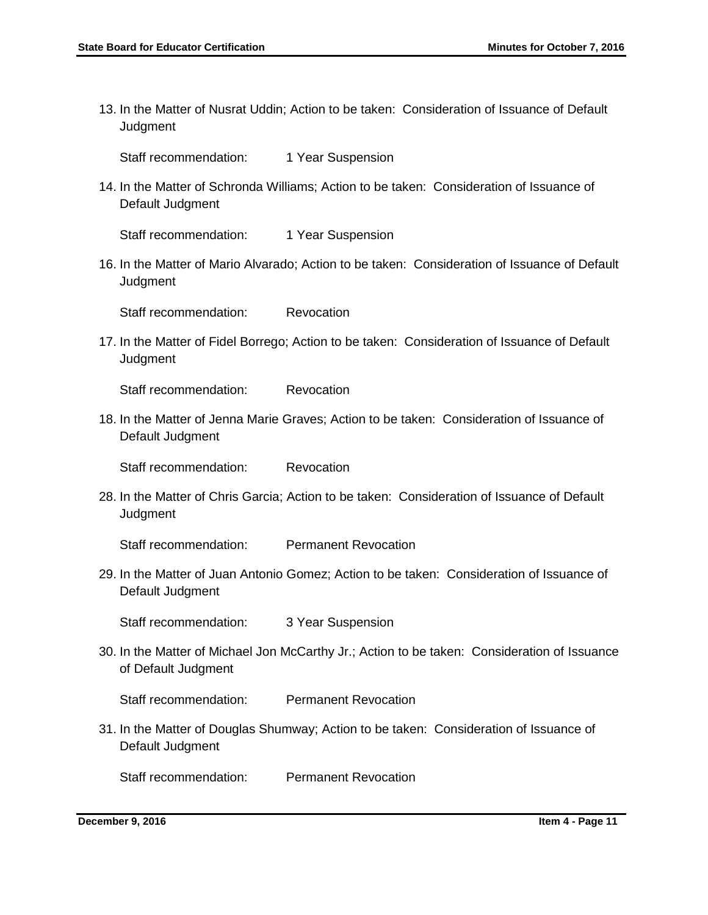13. In the Matter of Nusrat Uddin; Action to be taken: Consideration of Issuance of Default Judgment

    Staff recommendation: 1 Year Suspension

14. In the Matter of Schronda Williams; Action to be taken: Consideration of Issuance of Default Judgment

    Staff recommendation: 1 Year Suspension

16. In the Matter of Mario Alvarado; Action to be taken: Consideration of Issuance of Default Judgment

    Staff recommendation: Revocation

17. In the Matter of Fidel Borrego; Action to be taken: Consideration of Issuance of Default Judgment

    Staff recommendation: Revocation

18. In the Matter of Jenna Marie Graves; Action to be taken: Consideration of Issuance of Default Judgment

    Staff recommendation: Revocation

28. In the Matter of Chris Garcia; Action to be taken: Consideration of Issuance of Default Judgment

    Staff recommendation: Permanent Revocation

29. In the Matter of Juan Antonio Gomez; Action to be taken: Consideration of Issuance of Default Judgment

    Staff recommendation: 3 Year Suspension

30. In the Matter of Michael Jon McCarthy Jr.; Action to be taken: Consideration of Issuance of Default Judgment

    Staff recommendation: Permanent Revocation

31. In the Matter of Douglas Shumway; Action to be taken: Consideration of Issuance of Default Judgment

    Staff recommendation: Permanent Revocation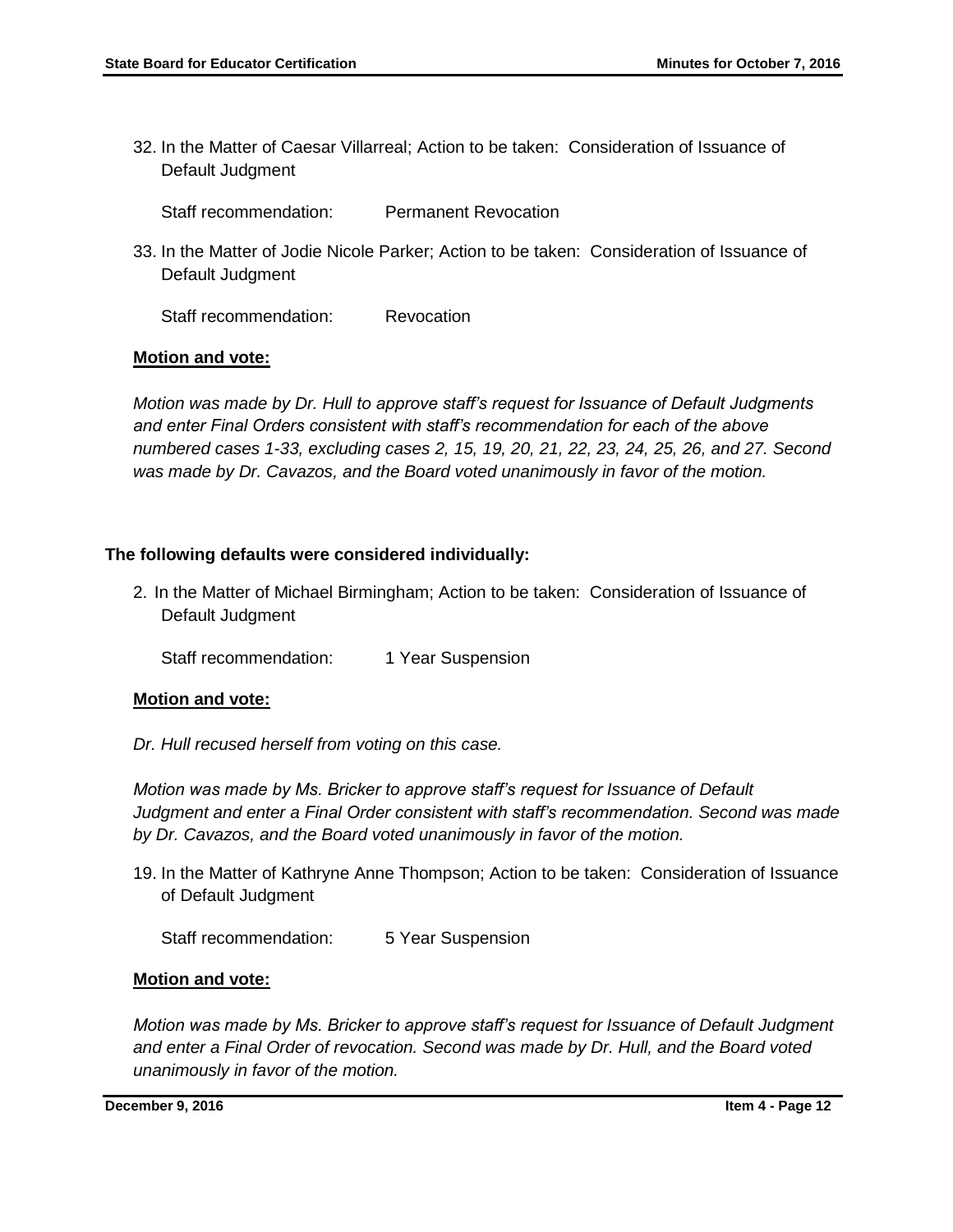32. In the Matter of Caesar Villarreal; Action to be taken: Consideration of Issuance of Default Judgment

    Staff recommendation: Permanent Revocation

33. In the Matter of Jodie Nicole Parker; Action to be taken: Consideration of Issuance of Default Judgment

    Staff recommendation: Revocation

**Motion and vote:**

*Motion was made by Dr. Hull to approve staff's request for Issuance of Default Judgments and enter Final Orders consistent with staff's recommendation for each of the above numbered cases 1-33, excluding cases 2, 15, 19, 20, 21, 22, 23, 24, 25, 26, and 27. Second was made by Dr. Cavazos, and the Board voted unanimously in favor of the motion.*

**The following defaults were considered individually:**

2. In the Matter of Michael Birmingham; Action to be taken: Consideration of Issuance of Default Judgment

    Staff recommendation: 1 Year Suspension

**Motion and vote:**

*Dr. Hull recused herself from voting on this case.*

*Motion was made by Ms. Bricker to approve staff's request for Issuance of Default Judgment and enter a Final Order consistent with staff's recommendation. Second was made by Dr. Cavazos, and the Board voted unanimously in favor of the motion.*

19. In the Matter of Kathryne Anne Thompson; Action to be taken: Consideration of Issuance of Default Judgment

    Staff recommendation: 5 Year Suspension

**Motion and vote:**

*Motion was made by Ms. Bricker to approve staff's request for Issuance of Default Judgment and enter a Final Order of revocation. Second was made by Dr. Hull, and the Board voted unanimously in favor of the motion.*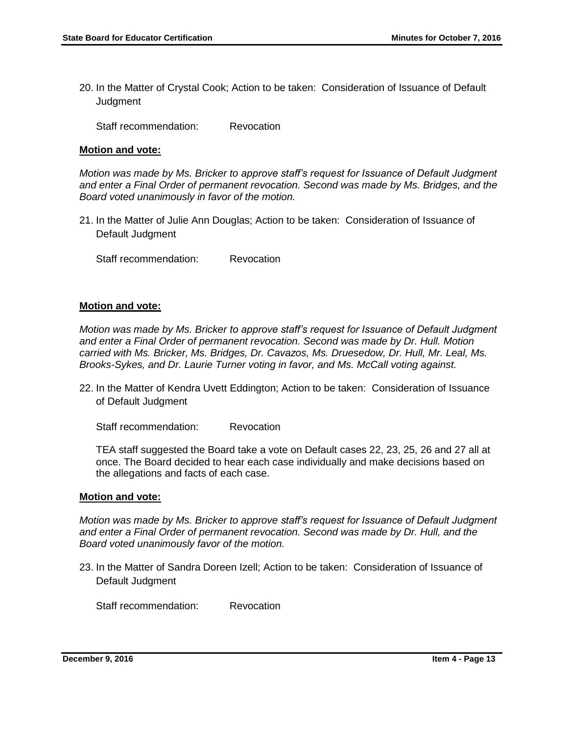20. In the Matter of Crystal Cook; Action to be taken: Consideration of Issuance of Default Judgment

    Staff recommendation: Revocation

**Motion and vote:**

*Motion was made by Ms. Bricker to approve staff's request for Issuance of Default Judgment and enter a Final Order of permanent revocation. Second was made by Ms. Bridges, and the Board voted unanimously in favor of the motion.*

21. In the Matter of Julie Ann Douglas; Action to be taken: Consideration of Issuance of Default Judgment

    Staff recommendation: Revocation

**Motion and vote:**

*Motion was made by Ms. Bricker to approve staff's request for Issuance of Default Judgment and enter a Final Order of permanent revocation. Second was made by Dr. Hull. Motion carried with Ms. Bricker, Ms. Bridges, Dr. Cavazos, Ms. Druesedow, Dr. Hull, Mr. Leal, Ms. Brooks-Sykes, and Dr. Laurie Turner voting in favor, and Ms. McCall voting against.*

22. In the Matter of Kendra Uvett Eddington; Action to be taken: Consideration of Issuance of Default Judgment

    Staff recommendation: Revocation

    TEA staff suggested the Board take a vote on Default cases 22, 23, 25, 26 and 27 all at once. The Board decided to hear each case individually and make decisions based on the allegations and facts of each case.

**Motion and vote:**

*Motion was made by Ms. Bricker to approve staff's request for Issuance of Default Judgment and enter a Final Order of permanent revocation. Second was made by Dr. Hull, and the Board voted unanimously favor of the motion.*

23. In the Matter of Sandra Doreen Izell; Action to be taken: Consideration of Issuance of Default Judgment

    Staff recommendation: Revocation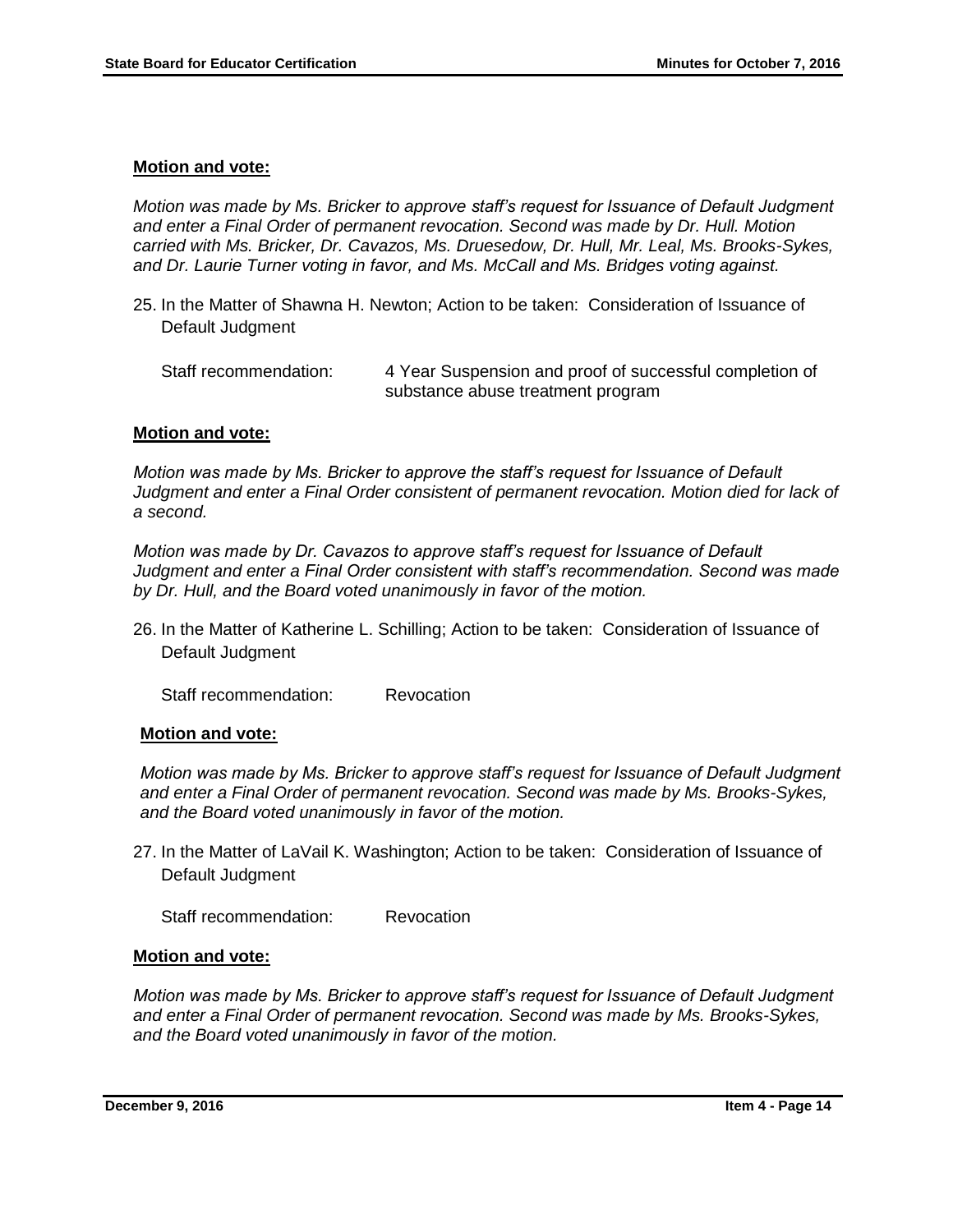**Motion and vote:**

*Motion was made by Ms. Bricker to approve staff's request for Issuance of Default Judgment and enter a Final Order of permanent revocation. Second was made by Dr. Hull. Motion carried with Ms. Bricker, Dr. Cavazos, Ms. Druesedow, Dr. Hull, Mr. Leal, Ms. Brooks-Sykes, and Dr. Laurie Turner voting in favor, and Ms. McCall and Ms. Bridges voting against.*

25. In the Matter of Shawna H. Newton; Action to be taken: Consideration of Issuance of Default Judgment

    Staff recommendation: 4 Year Suspension and proof of successful completion of substance abuse treatment program

**Motion and vote:**

*Motion was made by Ms. Bricker to approve the staff's request for Issuance of Default Judgment and enter a Final Order consistent of permanent revocation. Motion died for lack of a second.*

*Motion was made by Dr. Cavazos to approve staff's request for Issuance of Default Judgment and enter a Final Order consistent with staff's recommendation. Second was made by Dr. Hull, and the Board voted unanimously in favor of the motion.*

26. In the Matter of Katherine L. Schilling; Action to be taken: Consideration of Issuance of Default Judgment

    Staff recommendation: Revocation

**Motion and vote:**

*Motion was made by Ms. Bricker to approve staff's request for Issuance of Default Judgment and enter a Final Order of permanent revocation. Second was made by Ms. Brooks-Sykes, and the Board voted unanimously in favor of the motion.*

27. In the Matter of LaVail K. Washington; Action to be taken: Consideration of Issuance of Default Judgment

    Staff recommendation: Revocation

**Motion and vote:**

*Motion was made by Ms. Bricker to approve staff's request for Issuance of Default Judgment and enter a Final Order of permanent revocation. Second was made by Ms. Brooks-Sykes, and the Board voted unanimously in favor of the motion.*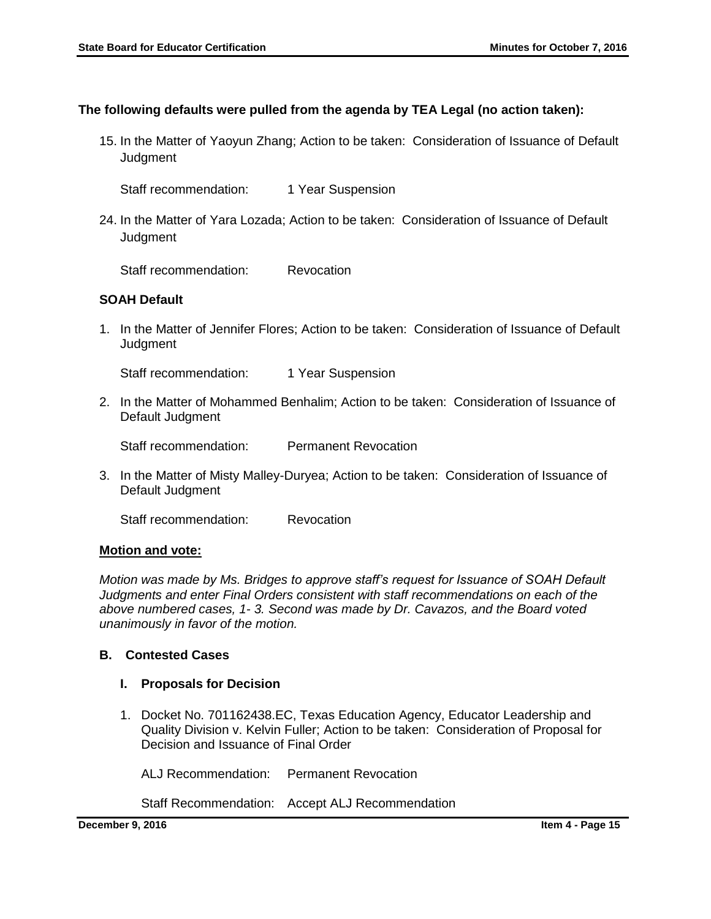**The following defaults were pulled from the agenda by TEA Legal (no action taken):**

15. In the Matter of Yaoyun Zhang; Action to be taken: Consideration of Issuance of Default Judgment

    Staff recommendation: 1 Year Suspension

24. In the Matter of Yara Lozada; Action to be taken: Consideration of Issuance of Default Judgment

    Staff recommendation: Revocation

**SOAH Default**

1. In the Matter of Jennifer Flores; Action to be taken: Consideration of Issuance of Default Judgment

   Staff recommendation: 1 Year Suspension

2. In the Matter of Mohammed Benhalim; Action to be taken: Consideration of Issuance of Default Judgment

   Staff recommendation: Permanent Revocation

3. In the Matter of Misty Malley-Duryea; Action to be taken: Consideration of Issuance of Default Judgment

   Staff recommendation: Revocation

**Motion and vote:**

*Motion was made by Ms. Bridges to approve staff's request for Issuance of SOAH Default Judgments and enter Final Orders consistent with staff recommendations on each of the above numbered cases, 1- 3. Second was made by Dr. Cavazos, and the Board voted unanimously in favor of the motion.*

**B. Contested Cases**

**I. Proposals for Decision**

1. Docket No. 701162438.EC, Texas Education Agency, Educator Leadership and Quality Division v. Kelvin Fuller; Action to be taken: Consideration of Proposal for Decision and Issuance of Final Order

   ALJ Recommendation: Permanent Revocation

   Staff Recommendation: Accept ALJ Recommendation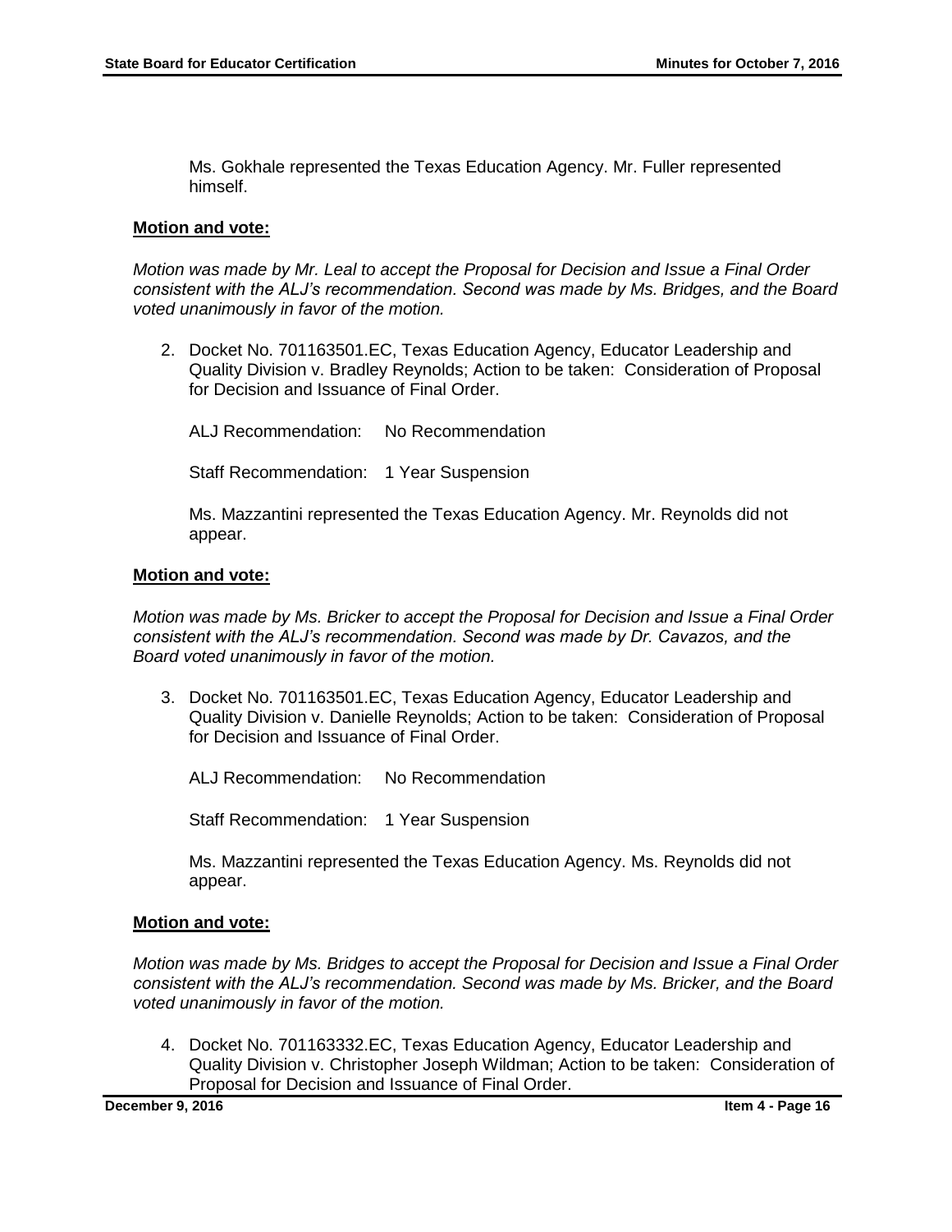Ms. Gokhale represented the Texas Education Agency. Mr. Fuller represented himself.

**Motion and vote:**

*Motion was made by Mr. Leal to accept the Proposal for Decision and Issue a Final Order consistent with the ALJ's recommendation. Second was made by Ms. Bridges, and the Board voted unanimously in favor of the motion.*

2. Docket No. 701163501.EC, Texas Education Agency, Educator Leadership and Quality Division v. Bradley Reynolds; Action to be taken: Consideration of Proposal for Decision and Issuance of Final Order.

   ALJ Recommendation: No Recommendation

   Staff Recommendation: 1 Year Suspension

   Ms. Mazzantini represented the Texas Education Agency. Mr. Reynolds did not appear.

**Motion and vote:**

*Motion was made by Ms. Bricker to accept the Proposal for Decision and Issue a Final Order consistent with the ALJ's recommendation. Second was made by Dr. Cavazos, and the Board voted unanimously in favor of the motion.*

3. Docket No. 701163501.EC, Texas Education Agency, Educator Leadership and Quality Division v. Danielle Reynolds; Action to be taken: Consideration of Proposal for Decision and Issuance of Final Order.

   ALJ Recommendation: No Recommendation

   Staff Recommendation: 1 Year Suspension

   Ms. Mazzantini represented the Texas Education Agency. Ms. Reynolds did not appear.

**Motion and vote:**

*Motion was made by Ms. Bridges to accept the Proposal for Decision and Issue a Final Order consistent with the ALJ's recommendation. Second was made by Ms. Bricker, and the Board voted unanimously in favor of the motion.*

4. Docket No. 701163332.EC, Texas Education Agency, Educator Leadership and Quality Division v. Christopher Joseph Wildman; Action to be taken: Consideration of Proposal for Decision and Issuance of Final Order.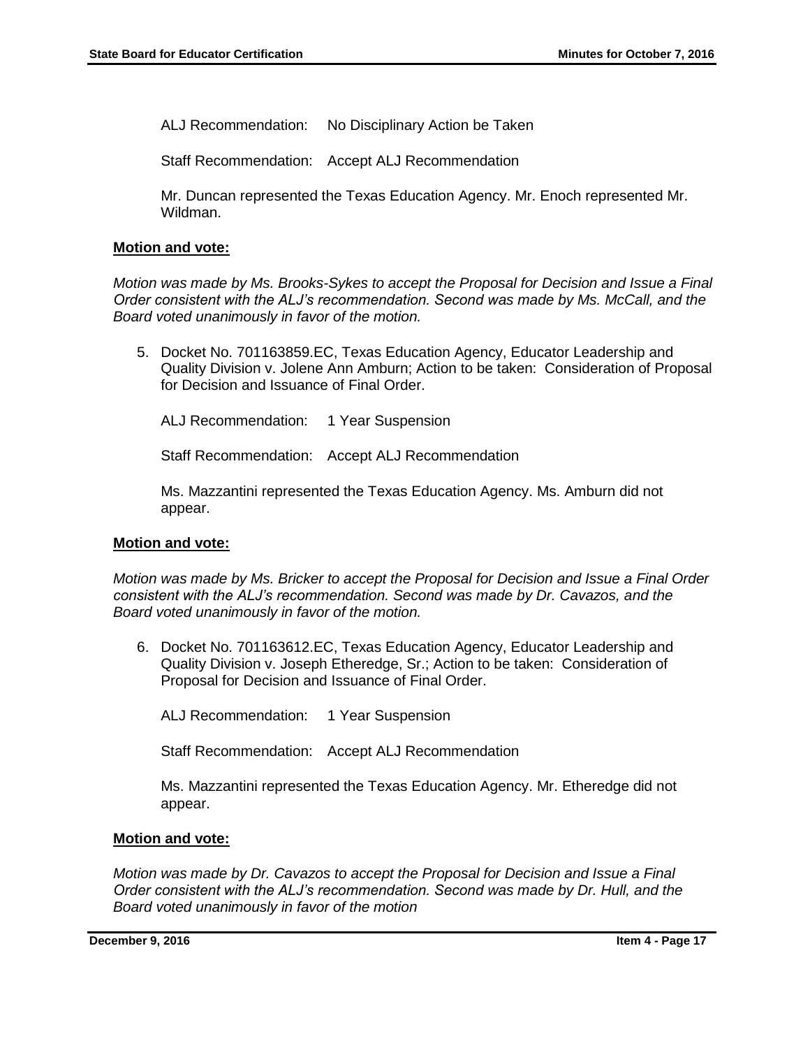ALJ Recommendation: No Disciplinary Action be Taken

Staff Recommendation: Accept ALJ Recommendation

Mr. Duncan represented the Texas Education Agency. Mr. Enoch represented Mr. Wildman.

**Motion and vote:**

*Motion was made by Ms. Brooks-Sykes to accept the Proposal for Decision and Issue a Final Order consistent with the ALJ's recommendation. Second was made by Ms. McCall, and the Board voted unanimously in favor of the motion.*

5. Docket No. 701163859.EC, Texas Education Agency, Educator Leadership and Quality Division v. Jolene Ann Amburn; Action to be taken: Consideration of Proposal for Decision and Issuance of Final Order.

   ALJ Recommendation: 1 Year Suspension

   Staff Recommendation: Accept ALJ Recommendation

   Ms. Mazzantini represented the Texas Education Agency. Ms. Amburn did not appear.

**Motion and vote:**

*Motion was made by Ms. Bricker to accept the Proposal for Decision and Issue a Final Order consistent with the ALJ's recommendation. Second was made by Dr. Cavazos, and the Board voted unanimously in favor of the motion.*

6. Docket No. 701163612.EC, Texas Education Agency, Educator Leadership and Quality Division v. Joseph Etheredge, Sr.; Action to be taken: Consideration of Proposal for Decision and Issuance of Final Order.

   ALJ Recommendation: 1 Year Suspension

   Staff Recommendation: Accept ALJ Recommendation

   Ms. Mazzantini represented the Texas Education Agency. Mr. Etheredge did not appear.

**Motion and vote:**

*Motion was made by Dr. Cavazos to accept the Proposal for Decision and Issue a Final Order consistent with the ALJ's recommendation. Second was made by Dr. Hull, and the Board voted unanimously in favor of the motion*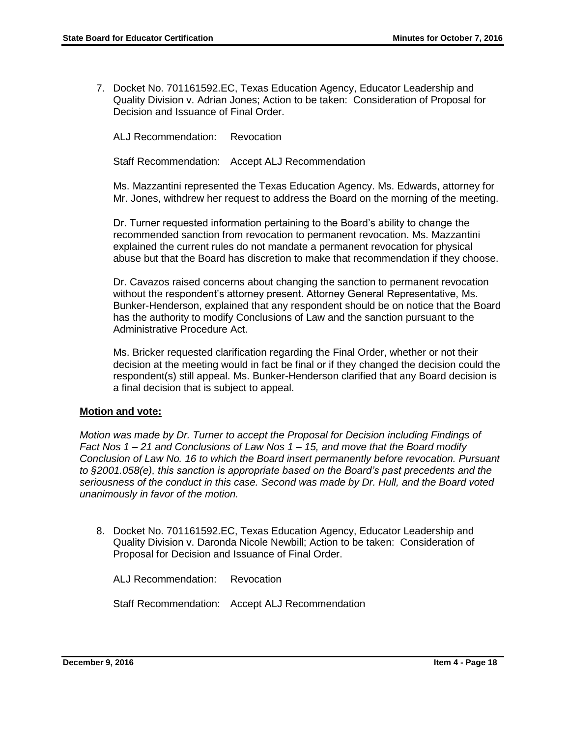7. Docket No. 701161592.EC, Texas Education Agency, Educator Leadership and Quality Division v. Adrian Jones; Action to be taken: Consideration of Proposal for Decision and Issuance of Final Order.

   ALJ Recommendation: Revocation

   Staff Recommendation: Accept ALJ Recommendation

   Ms. Mazzantini represented the Texas Education Agency. Ms. Edwards, attorney for Mr. Jones, withdrew her request to address the Board on the morning of the meeting.

   Dr. Turner requested information pertaining to the Board's ability to change the recommended sanction from revocation to permanent revocation. Ms. Mazzantini explained the current rules do not mandate a permanent revocation for physical abuse but that the Board has discretion to make that recommendation if they choose.

   Dr. Cavazos raised concerns about changing the sanction to permanent revocation without the respondent's attorney present. Attorney General Representative, Ms. Bunker-Henderson, explained that any respondent should be on notice that the Board has the authority to modify Conclusions of Law and the sanction pursuant to the Administrative Procedure Act.

   Ms. Bricker requested clarification regarding the Final Order, whether or not their decision at the meeting would in fact be final or if they changed the decision could the respondent(s) still appeal. Ms. Bunker-Henderson clarified that any Board decision is a final decision that is subject to appeal.

**Motion and vote:**

*Motion was made by Dr. Turner to accept the Proposal for Decision including Findings of Fact Nos 1 – 21 and Conclusions of Law Nos 1 – 15, and move that the Board modify Conclusion of Law No. 16 to which the Board insert permanently before revocation. Pursuant to §2001.058(e), this sanction is appropriate based on the Board's past precedents and the seriousness of the conduct in this case. Second was made by Dr. Hull, and the Board voted unanimously in favor of the motion.*

8. Docket No. 701161592.EC, Texas Education Agency, Educator Leadership and Quality Division v. Daronda Nicole Newbill; Action to be taken: Consideration of Proposal for Decision and Issuance of Final Order.

   ALJ Recommendation: Revocation

   Staff Recommendation: Accept ALJ Recommendation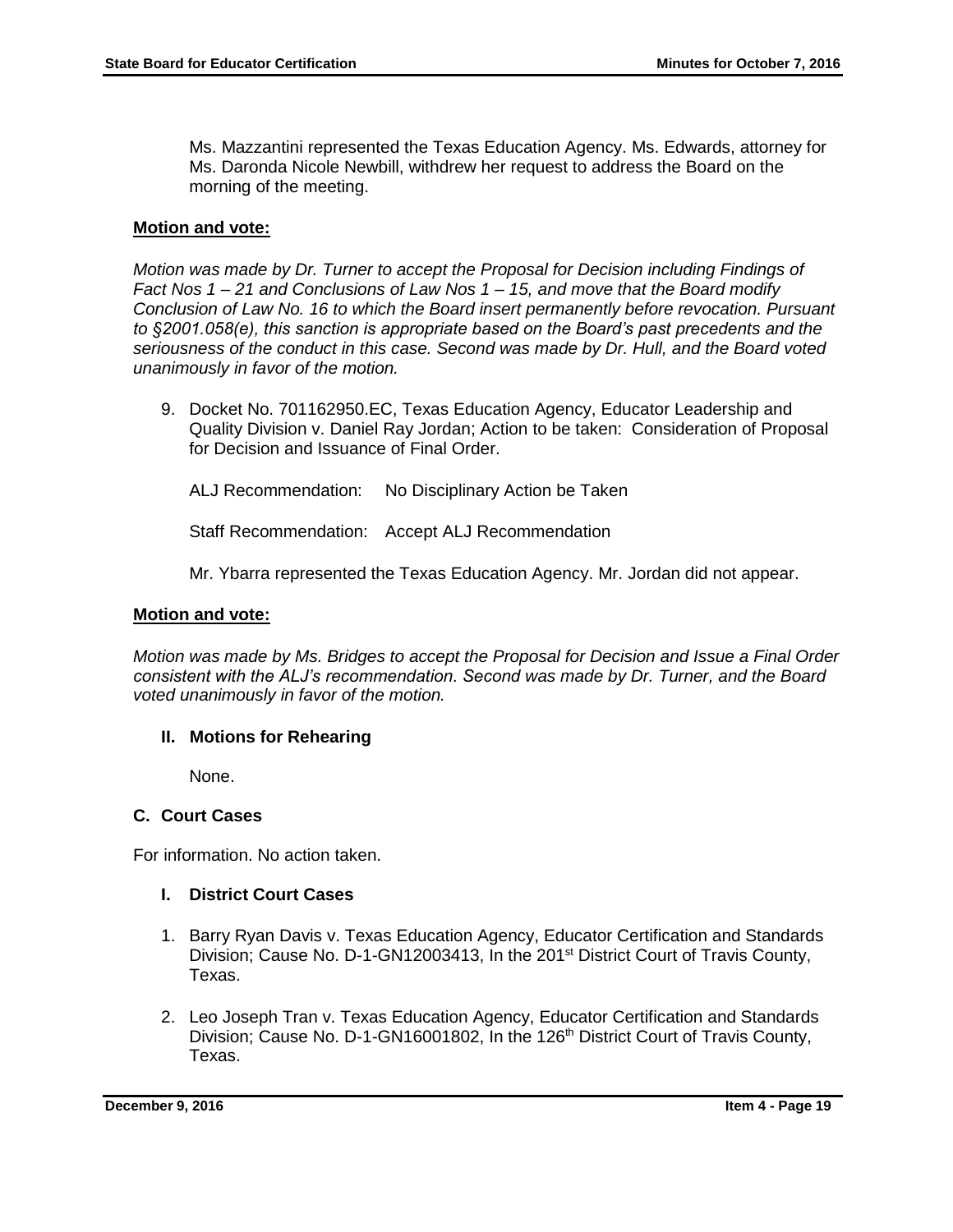Ms. Mazzantini represented the Texas Education Agency. Ms. Edwards, attorney for Ms. Daronda Nicole Newbill, withdrew her request to address the Board on the morning of the meeting.

**Motion and vote:**

*Motion was made by Dr. Turner to accept the Proposal for Decision including Findings of Fact Nos 1 – 21 and Conclusions of Law Nos 1 – 15, and move that the Board modify Conclusion of Law No. 16 to which the Board insert permanently before revocation. Pursuant to §2001.058(e), this sanction is appropriate based on the Board's past precedents and the seriousness of the conduct in this case. Second was made by Dr. Hull, and the Board voted unanimously in favor of the motion.*

9. Docket No. 701162950.EC, Texas Education Agency, Educator Leadership and Quality Division v. Daniel Ray Jordan; Action to be taken: Consideration of Proposal for Decision and Issuance of Final Order.

   ALJ Recommendation: No Disciplinary Action be Taken

   Staff Recommendation: Accept ALJ Recommendation

   Mr. Ybarra represented the Texas Education Agency. Mr. Jordan did not appear.

**Motion and vote:**

*Motion was made by Ms. Bridges to accept the Proposal for Decision and Issue a Final Order consistent with the ALJ's recommendation. Second was made by Dr. Turner, and the Board voted unanimously in favor of the motion.*

### II. Motions for Rehearing

None.

## C. Court Cases

For information. No action taken.

### I. District Court Cases

1. Barry Ryan Davis v. Texas Education Agency, Educator Certification and Standards Division; Cause No. D-1-GN12003413, In the 201st District Court of Travis County, Texas.

2. Leo Joseph Tran v. Texas Education Agency, Educator Certification and Standards Division; Cause No. D-1-GN16001802, In the 126th District Court of Travis County, Texas.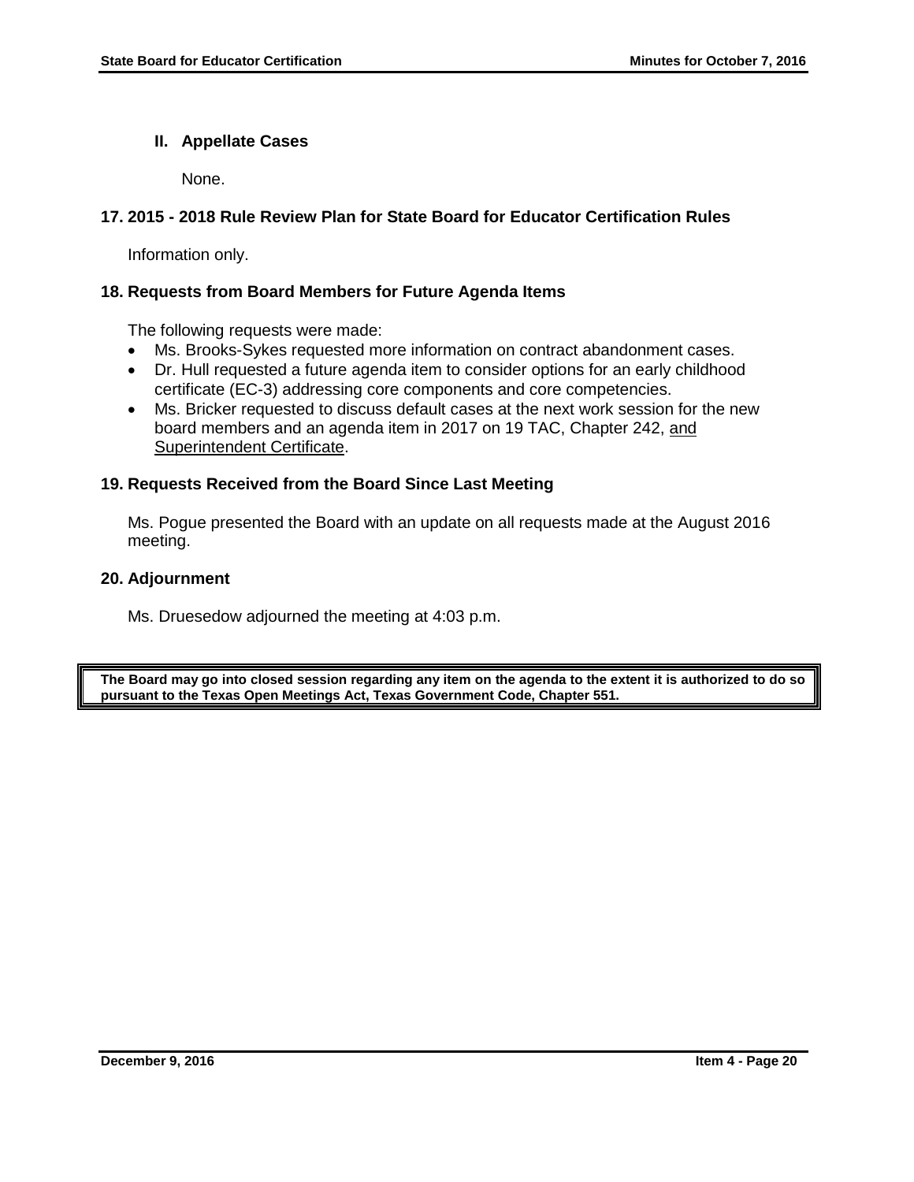### II. Appellate Cases

None.

### 17. 2015 - 2018 Rule Review Plan for State Board for Educator Certification Rules

Information only.

### 18. Requests from Board Members for Future Agenda Items

The following requests were made:

- Ms. Brooks-Sykes requested more information on contract abandonment cases.
- Dr. Hull requested a future agenda item to consider options for an early childhood certificate (EC-3) addressing core components and core competencies.
- Ms. Bricker requested to discuss default cases at the next work session for the new board members and an agenda item in 2017 on 19 TAC, Chapter 242, <u>and Superintendent Certificate</u>.

### 19. Requests Received from the Board Since Last Meeting

Ms. Pogue presented the Board with an update on all requests made at the August 2016 meeting.

### 20. Adjournment

Ms. Druesedow adjourned the meeting at 4:03 p.m.

**The Board may go into closed session regarding any item on the agenda to the extent it is authorized to do so pursuant to the Texas Open Meetings Act, Texas Government Code, Chapter 551.**